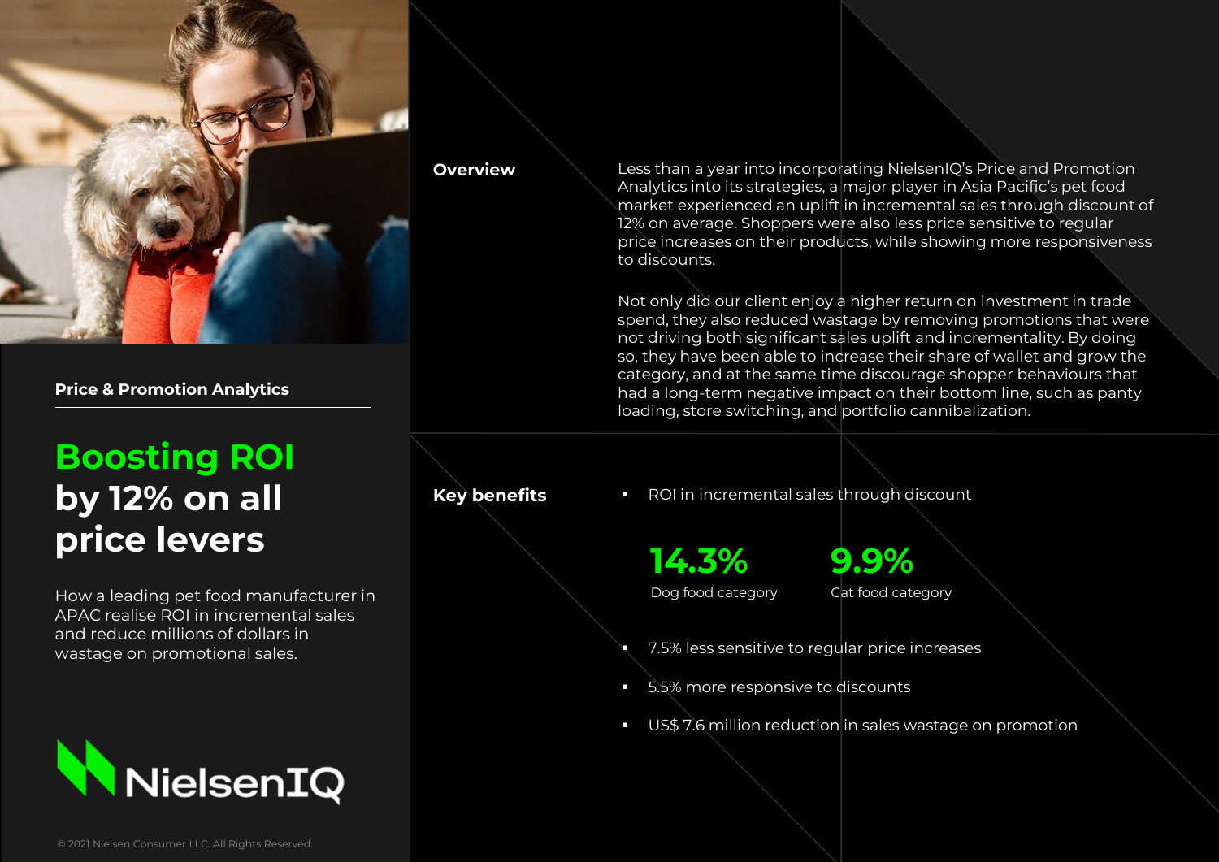Price & Promotion Analytics

# Boosting ROI by 12% on all price levers

How a leading pet food manufacturer in APAC realise ROI in incremental sales and reduce millions of dollars in wastage on promotional sales.

NielsenIQ

© 2021 Nielsen Consumer LLC. All Rights Reserved.

**Overview**

Less than a year into incorporating NielsenIQ's Price and Promotion Analytics into its strategies, a major player in Asia Pacific's pet food market experienced an uplift in incremental sales through discount of 12% on average. Shoppers were also less price sensitive to regular price increases on their products, while showing more responsiveness to discounts.

Not only did our client enjoy a higher return on investment in trade spend, they also reduced wastage by removing promotions that were not driving both significant sales uplift and incrementality. By doing so, they have been able to increase their share of wallet and grow the category, and at the same time discourage shopper behaviours that had a long-term negative impact on their bottom line, such as panty loading, store switching, and portfolio cannibalization.

**Key benefits**

- ROI in incremental sales through discount

  **14.3%** Dog food category

  **9.9%** Cat food category

- 7.5% less sensitive to regular price increases
- 5.5% more responsive to discounts
- US$ 7.6 million reduction in sales wastage on promotion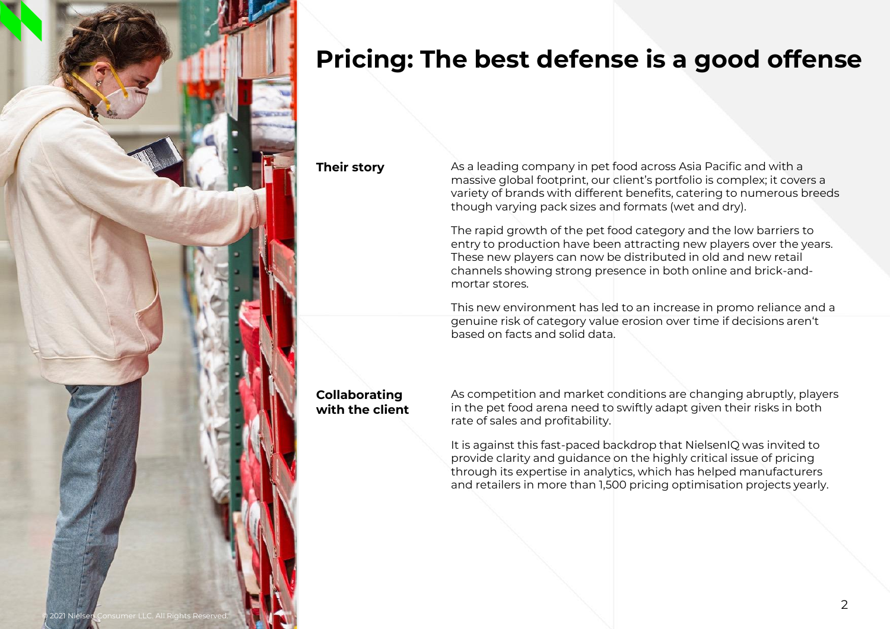# Pricing: The best defense is a good offense

**Their story**

As a leading company in pet food across Asia Pacific and with a massive global footprint, our client's portfolio is complex; it covers a variety of brands with different benefits, catering to numerous breeds though varying pack sizes and formats (wet and dry).

The rapid growth of the pet food category and the low barriers to entry to production have been attracting new players over the years. These new players can now be distributed in old and new retail channels showing strong presence in both online and brick-and-mortar stores.

This new environment has led to an increase in promo reliance and a genuine risk of category value erosion over time if decisions aren't based on facts and solid data.

**Collaborating with the client**

As competition and market conditions are changing abruptly, players in the pet food arena need to swiftly adapt given their risks in both rate of sales and profitability.

It is against this fast-paced backdrop that NielsenIQ was invited to provide clarity and guidance on the highly critical issue of pricing through its expertise in analytics, which has helped manufacturers and retailers in more than 1,500 pricing optimisation projects yearly.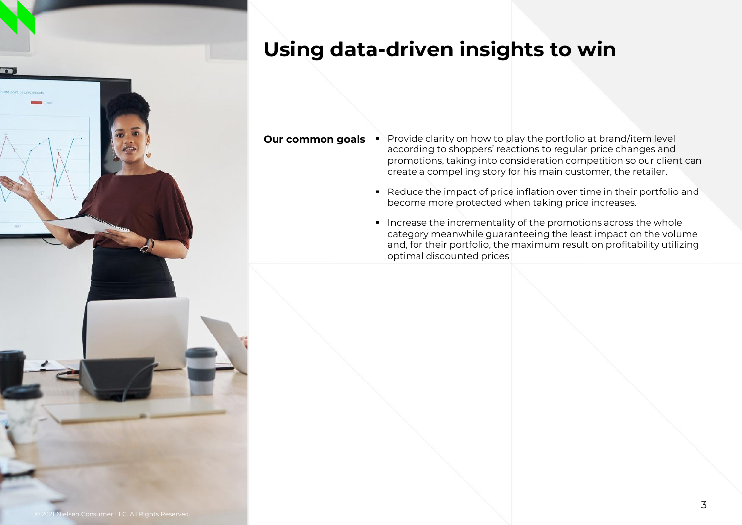# Using data-driven insights to win

**Our common goals**

- Provide clarity on how to play the portfolio at brand/item level according to shoppers' reactions to regular price changes and promotions, taking into consideration competition so our client can create a compelling story for his main customer, the retailer.
- Reduce the impact of price inflation over time in their portfolio and become more protected when taking price increases.
- Increase the incrementality of the promotions across the whole category meanwhile guaranteeing the least impact on the volume and, for their portfolio, the maximum result on profitability utilizing optimal discounted prices.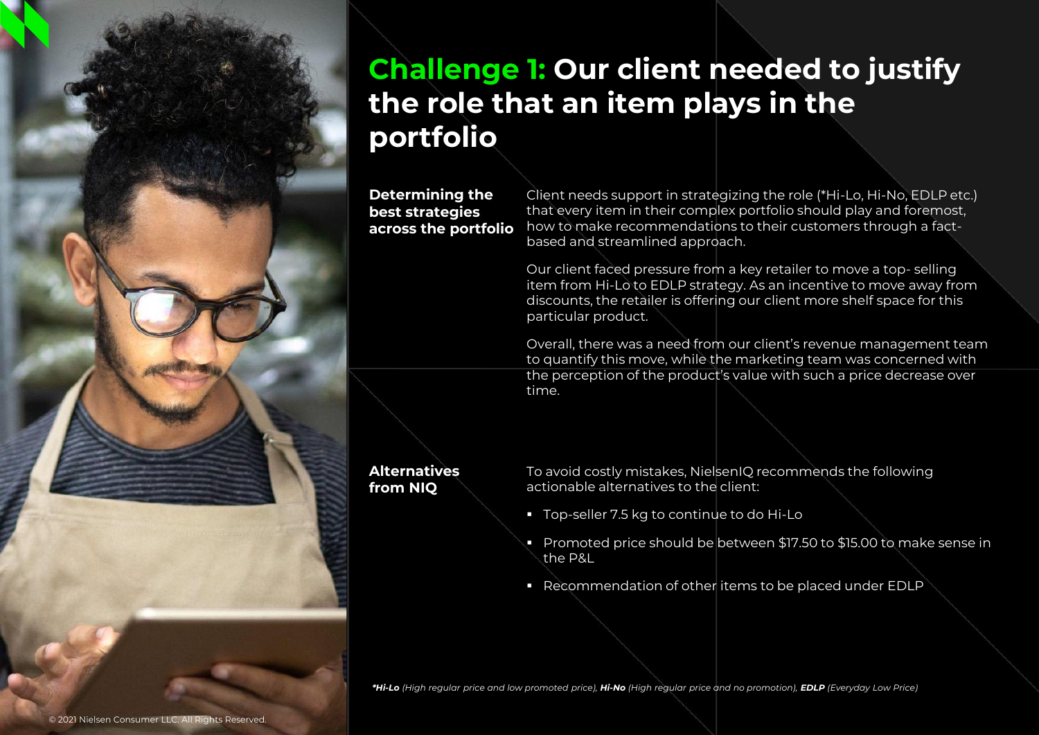# Challenge 1: Our client needed to justify the role that an item plays in the portfolio

**Determining the best strategies across the portfolio**

Client needs support in strategizing the role (*Hi-Lo, Hi-No, EDLP etc.) that every item in their complex portfolio should play and foremost, how to make recommendations to their customers through a fact-based and streamlined approach.

Our client faced pressure from a key retailer to move a top- selling item from Hi-Lo to EDLP strategy. As an incentive to move away from discounts, the retailer is offering our client more shelf space for this particular product.

Overall, there was a need from our client's revenue management team to quantify this move, while the marketing team was concerned with the perception of the product's value with such a price decrease over time.

**Alternatives from NIQ**

To avoid costly mistakes, NielsenIQ recommends the following actionable alternatives to the client:

- Top-seller 7.5 kg to continue to do Hi-Lo
- Promoted price should be between $17.50 to $15.00 to make sense in the P&L
- Recommendation of other items to be placed under EDLP

***Hi-Lo** *(High regular price and low promoted price),* ***Hi-No** *(High regular price and no promotion),* ***EDLP** *(Everyday Low Price)*

© 2021 Nielsen Consumer LLC. All Rights Reserved.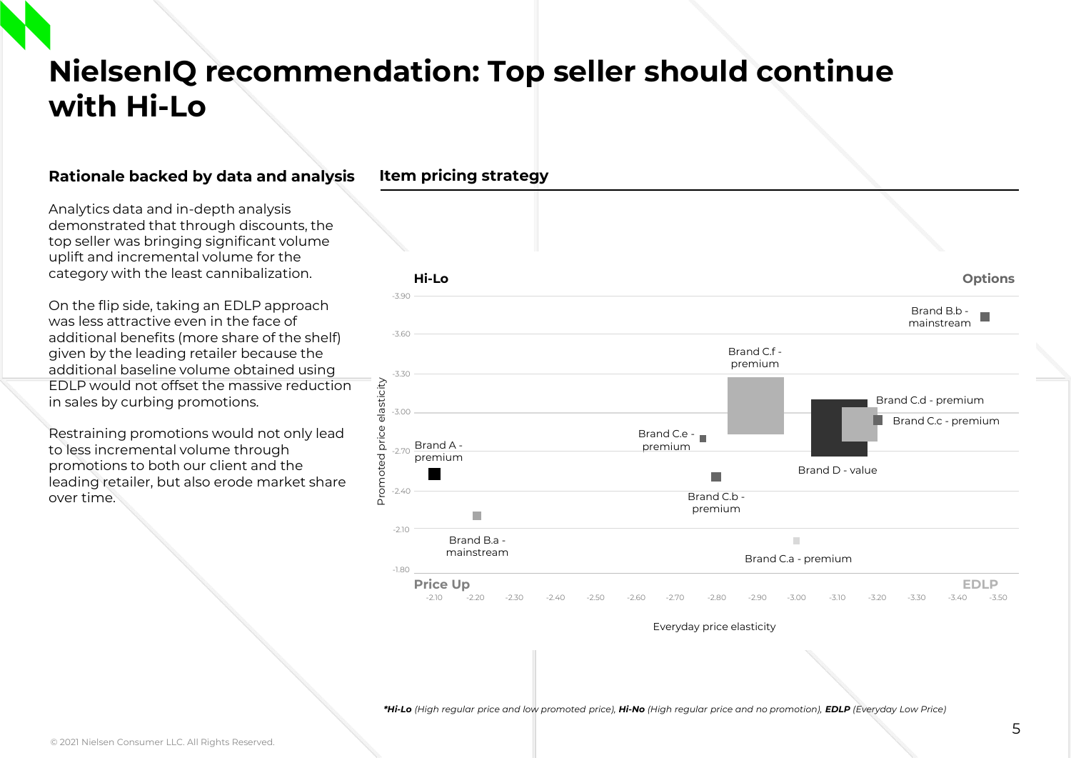# NielsenIQ recommendation: Top seller should continue with Hi-Lo

### Rationale backed by data and analysis

Analytics data and in-depth analysis demonstrated that through discounts, the top seller was bringing significant volume uplift and incremental volume for the category with the least cannibalization.

On the flip side, taking an EDLP approach was less attractive even in the face of additional benefits (more share of the shelf) given by the leading retailer because the additional baseline volume obtained using EDLP would not offset the massive reduction in sales by curbing promotions.

Restraining promotions would not only lead to less incremental volume through promotions to both our client and the leading retailer, but also erode market share over time.

### Item pricing strategy

Hi-Lo

Options

Brand B.b - mainstream

Brand C.f - premium

Brand C.d - premium

Brand C.c - premium

Brand C.e - premium

Brand A - premium

Brand D - value

Brand C.b - premium

Brand B.a - mainstream

Brand C.a - premium

Price Up

EDLP

Promoted price elasticity: -3.90, -3.60, -3.30, -3.00, -2.70, -2.40, -2.10, -1.80

Everyday price elasticity: -2.10, -2.20, -2.30, -2.40, -2.50, -2.60, -2.70, -2.80, -2.90, -3.00, -3.10, -3.20, -3.30, -3.40, -3.50

****Hi-Lo** (High regular price and low promoted price), **Hi-No** (High regular price and no promotion), **EDLP** (Everyday Low Price)*

© 2021 Nielsen Consumer LLC. All Rights Reserved.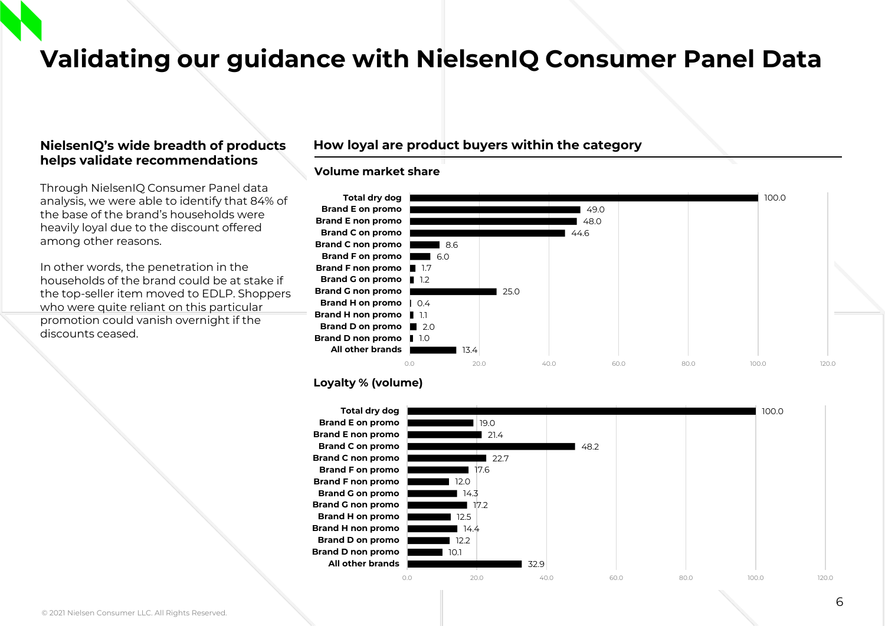# Validating our guidance with NielsenIQ Consumer Panel Data

## NielsenIQ's wide breadth of products helps validate recommendations

Through NielsenIQ Consumer Panel data analysis, we were able to identify that 84% of the base of the brand's households were heavily loyal due to the discount offered among other reasons.

In other words, the penetration in the households of the brand could be at stake if the top-seller item moved to EDLP. Shoppers who were quite reliant on this particular promotion could vanish overnight if the discounts ceased.

## How loyal are product buyers within the category

### Volume market share

| | Volume market share |
|---|---|
| Total dry dog | 100.0 |
| Brand E on promo | 49.0 |
| Brand E non promo | 48.0 |
| Brand C on promo | 44.6 |
| Brand C non promo | 8.6 |
| Brand F on promo | 6.0 |
| Brand F non promo | 1.7 |
| Brand G on promo | 1.2 |
| Brand G non promo | 25.0 |
| Brand H on promo | 0.4 |
| Brand H non promo | 1.1 |
| Brand D on promo | 2.0 |
| Brand D non promo | 1.0 |
| All other brands | 13.4 |

### Loyalty % (volume)

| | Loyalty % (volume) |
|---|---|
| Total dry dog | 100.0 |
| Brand E on promo | 19.0 |
| Brand E non promo | 21.4 |
| Brand C on promo | 48.2 |
| Brand C non promo | 22.7 |
| Brand F on promo | 17.6 |
| Brand F non promo | 12.0 |
| Brand G on promo | 14.3 |
| Brand G non promo | 17.2 |
| Brand H on promo | 12.5 |
| Brand H non promo | 14.4 |
| Brand D on promo | 12.2 |
| Brand D non promo | 10.1 |
| All other brands | 32.9 |

© 2021 Nielsen Consumer LLC. All Rights Reserved.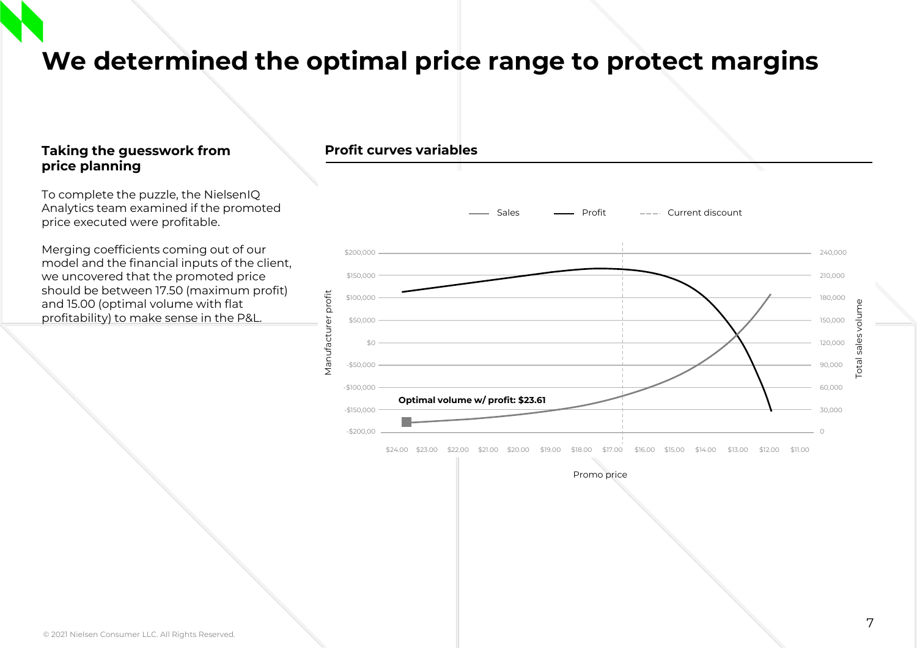# We determined the optimal price range to protect margins

### Taking the guesswork from price planning

To complete the puzzle, the NielsenIQ Analytics team examined if the promoted price executed were profitable.

Merging coefficients coming out of our model and the financial inputs of the client, we uncovered that the promoted price should be between 17.50 (maximum profit) and 15.00 (optimal volume with flat profitability) to make sense in the P&L.

### Profit curves variables

Sales — Profit — Current discount

Manufacturer profit: $200,000; $150,000; $100,000; $50,000; $0; -$50,000; -$100,000; -$150,000; -$200,00

Total sales volume: 240,000; 210,000; 180,000; 150,000; 120,000; 90,000; 60,000; 30,000; 0

**Optimal volume w/ profit: $23.61**

Promo price: $24.00 $23.00 $22.00 $21.00 $20.00 $19.00 $18.00 $17.00 $16.00 $15.00 $14.00 $13.00 $12.00 $11.00

© 2021 Nielsen Consumer LLC. All Rights Reserved.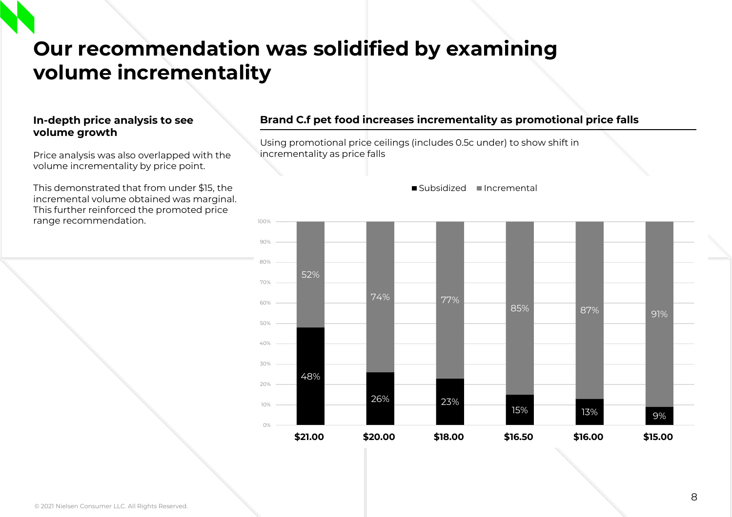# Our recommendation was solidified by examining volume incrementality

### In-depth price analysis to see volume growth

Price analysis was also overlapped with the volume incrementality by price point.

This demonstrated that from under $15, the incremental volume obtained was marginal. This further reinforced the promoted price range recommendation.

### Brand C.f pet food increases incrementality as promotional price falls

Using promotional price ceilings (includes 0.5c under) to show shift in incrementality as price falls

| Price | Subsidized | Incremental |
|---|---|---|
| $21.00 | 48% | 52% |
| $20.00 | 26% | 74% |
| $18.00 | 23% | 77% |
| $16.50 | 15% | 85% |
| $16.00 | 13% | 87% |
| $15.00 | 9% | 91% |

© 2021 Nielsen Consumer LLC. All Rights Reserved.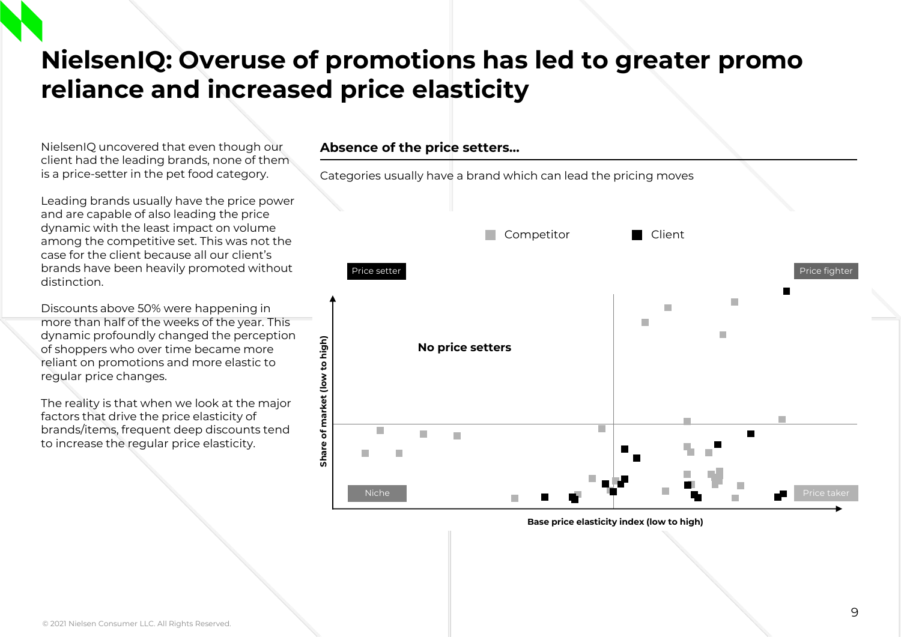# NielsenIQ: Overuse of promotions has led to greater promo reliance and increased price elasticity

NielsenIQ uncovered that even though our client had the leading brands, none of them is a price-setter in the pet food category.

Leading brands usually have the price power and are capable of also leading the price dynamic with the least impact on volume among the competitive set. This was not the case for the client because all our client's brands have been heavily promoted without distinction.

Discounts above 50% were happening in more than half of the weeks of the year. This dynamic profoundly changed the perception of shoppers who over time became more reliant on promotions and more elastic to regular price changes.

The reality is that when we look at the major factors that drive the price elasticity of brands/items, frequent deep discounts tend to increase the regular price elasticity.

**Absence of the price setters…**

Categories usually have a brand which can lead the pricing moves

Competitor · Client

Price setter · Price fighter · Niche · Price taker

**No price setters**

Share of market (low to high)

Base price elasticity index (low to high)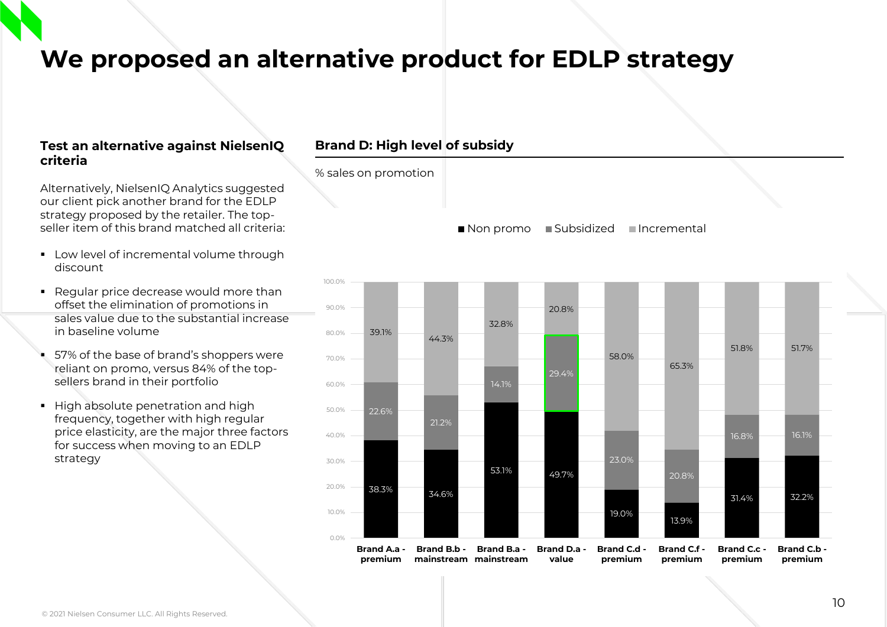# We proposed an alternative product for EDLP strategy

## Test an alternative against NielsenIQ criteria

Alternatively, NielsenIQ Analytics suggested our client pick another brand for the EDLP strategy proposed by the retailer. The top-seller item of this brand matched all criteria:

- Low level of incremental volume through discount
- Regular price decrease would more than offset the elimination of promotions in sales value due to the substantial increase in baseline volume
- 57% of the base of brand's shoppers were reliant on promo, versus 84% of the top-sellers brand in their portfolio
- High absolute penetration and high frequency, together with high regular price elasticity, are the major three factors for success when moving to an EDLP strategy

## Brand D: High level of subsidy

% sales on promotion

| | Non promo | Subsidized | Incremental |
|---|---|---|---|
| Brand A.a - premium | 38.3% | 22.6% | 39.1% |
| Brand B.b - mainstream | 34.6% | 21.2% | 44.3% |
| Brand B.a - mainstream | 53.1% | 14.1% | 32.8% |
| Brand D.a - value | 49.7% | 29.4% | 20.8% |
| Brand C.d - premium | 19.0% | 23.0% | 58.0% |
| Brand C.f - premium | 13.9% | 20.8% | 65.3% |
| Brand C.c - premium | 31.4% | 16.8% | 51.8% |
| Brand C.b - premium | 32.2% | 16.1% | 51.7% |

© 2021 Nielsen Consumer LLC. All Rights Reserved.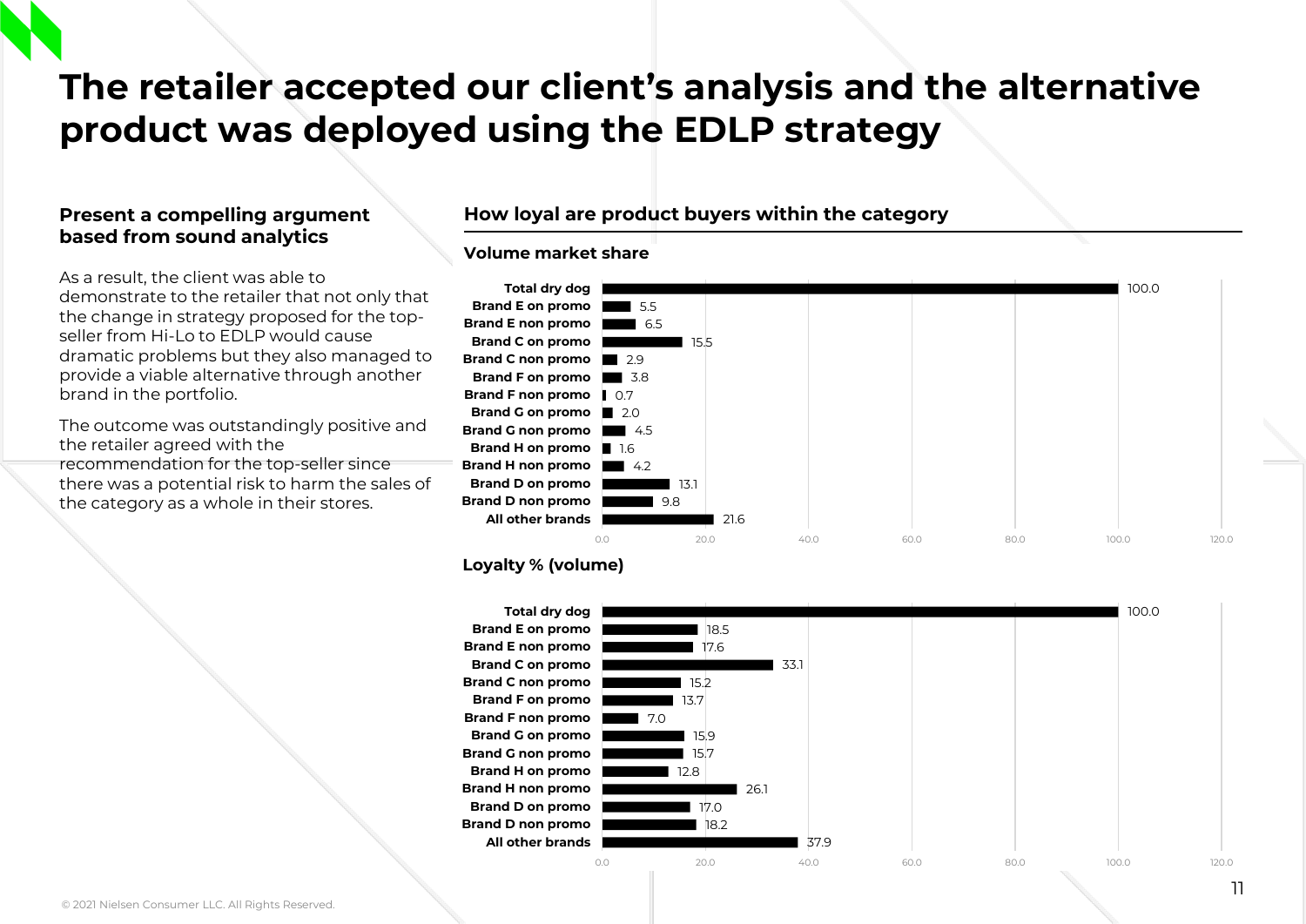# The retailer accepted our client's analysis and the alternative product was deployed using the EDLP strategy

### Present a compelling argument based from sound analytics

As a result, the client was able to demonstrate to the retailer that not only that the change in strategy proposed for the top-seller from Hi-Lo to EDLP would cause dramatic problems but they also managed to provide a viable alternative through another brand in the portfolio.

The outcome was outstandingly positive and the retailer agreed with the recommendation for the top-seller since there was a potential risk to harm the sales of the category as a whole in their stores.

### How loyal are product buyers within the category

**Volume market share**

| | Volume market share |
|---|---|
| Total dry dog | 100.0 |
| Brand E on promo | 5.5 |
| Brand E non promo | 6.5 |
| Brand C on promo | 15.5 |
| Brand C non promo | 2.9 |
| Brand F on promo | 3.8 |
| Brand F non promo | 0.7 |
| Brand G on promo | 2.0 |
| Brand G non promo | 4.5 |
| Brand H on promo | 1.6 |
| Brand H non promo | 4.2 |
| Brand D on promo | 13.1 |
| Brand D non promo | 9.8 |
| All other brands | 21.6 |

**Loyalty % (volume)**

| | Loyalty % (volume) |
|---|---|
| Total dry dog | 100.0 |
| Brand E on promo | 18.5 |
| Brand E non promo | 17.6 |
| Brand C on promo | 33.1 |
| Brand C non promo | 15.2 |
| Brand F on promo | 13.7 |
| Brand F non promo | 7.0 |
| Brand G on promo | 15.9 |
| Brand G non promo | 15.7 |
| Brand H on promo | 12.8 |
| Brand H non promo | 26.1 |
| Brand D on promo | 17.0 |
| Brand D non promo | 18.2 |
| All other brands | 37.9 |

© 2021 Nielsen Consumer LLC. All Rights Reserved.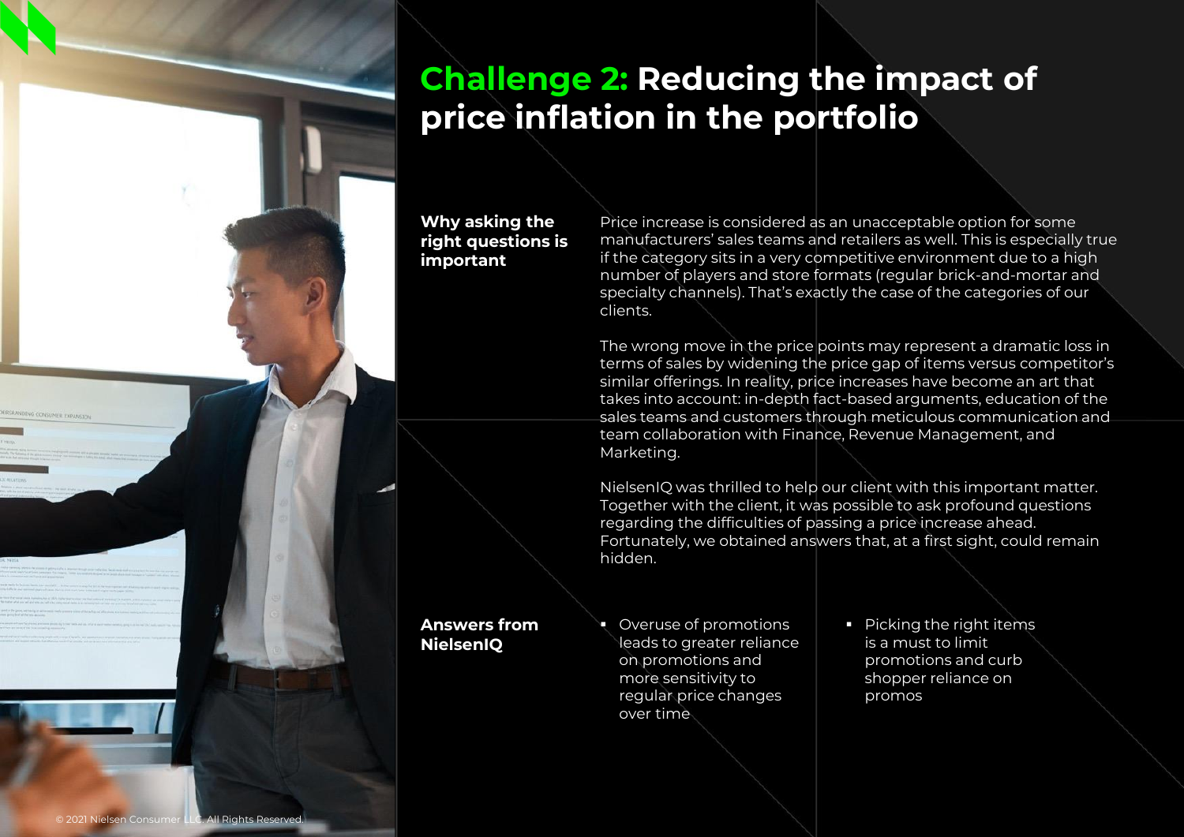# Challenge 2: Reducing the impact of price inflation in the portfolio

**Why asking the right questions is important**

Price increase is considered as an unacceptable option for some manufacturers' sales teams and retailers as well. This is especially true if the category sits in a very competitive environment due to a high number of players and store formats (regular brick-and-mortar and specialty channels). That's exactly the case of the categories of our clients.

The wrong move in the price points may represent a dramatic loss in terms of sales by widening the price gap of items versus competitor's similar offerings. In reality, price increases have become an art that takes into account: in-depth fact-based arguments, education of the sales teams and customers through meticulous communication and team collaboration with Finance, Revenue Management, and Marketing.

NielsenIQ was thrilled to help our client with this important matter. Together with the client, it was possible to ask profound questions regarding the difficulties of passing a price increase ahead. Fortunately, we obtained answers that, at a first sight, could remain hidden.

**Answers from NielsenIQ**

- Overuse of promotions leads to greater reliance on promotions and more sensitivity to regular price changes over time
- Picking the right items is a must to limit promotions and curb shopper reliance on promos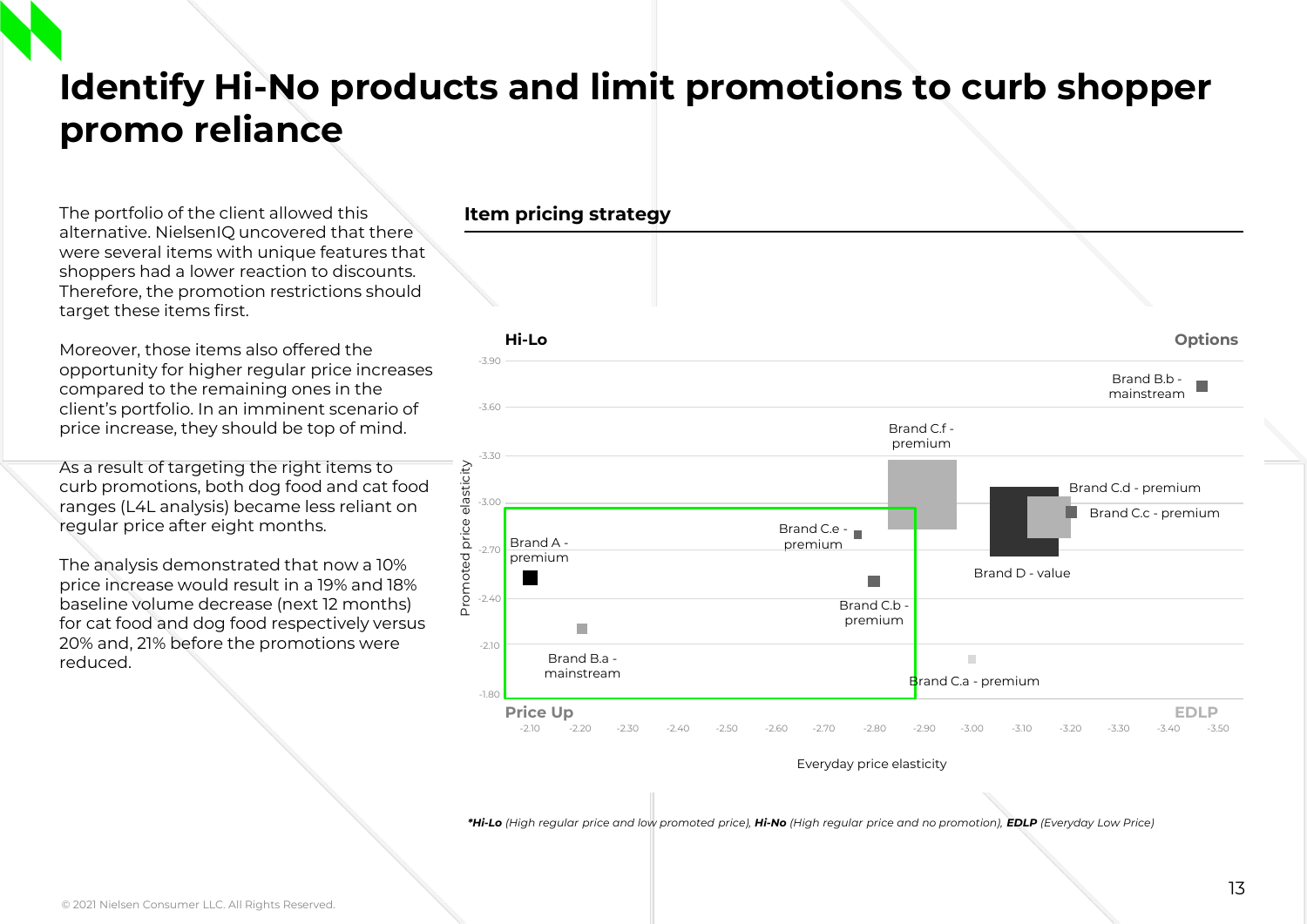# Identify Hi-No products and limit promotions to curb shopper promo reliance

The portfolio of the client allowed this alternative. NielsenIQ uncovered that there were several items with unique features that shoppers had a lower reaction to discounts. Therefore, the promotion restrictions should target these items first.

Moreover, those items also offered the opportunity for higher regular price increases compared to the remaining ones in the client's portfolio. In an imminent scenario of price increase, they should be top of mind.

As a result of targeting the right items to curb promotions, both dog food and cat food ranges (L4L analysis) became less reliant on regular price after eight months.

The analysis demonstrated that now a 10% price increase would result in a 19% and 18% baseline volume decrease (next 12 months) for cat food and dog food respectively versus 20% and, 21% before the promotions were reduced.

**Item pricing strategy**

Hi-Lo | Options | Price Up | EDLP

Promoted price elasticity (-1.80 to -3.90) vs. Everyday price elasticity (-2.10 to -3.50)

Brand B.b - mainstream; Brand C.f - premium; Brand C.d - premium; Brand C.c - premium; Brand C.e - premium; Brand A - premium; Brand D - value; Brand C.b - premium; Brand B.a - mainstream; Brand C.a - premium

***Hi-Lo** (High regular price and low promoted price), **Hi-No** (High regular price and no promotion), **EDLP** (Everyday Low Price)*

© 2021 Nielsen Consumer LLC. All Rights Reserved.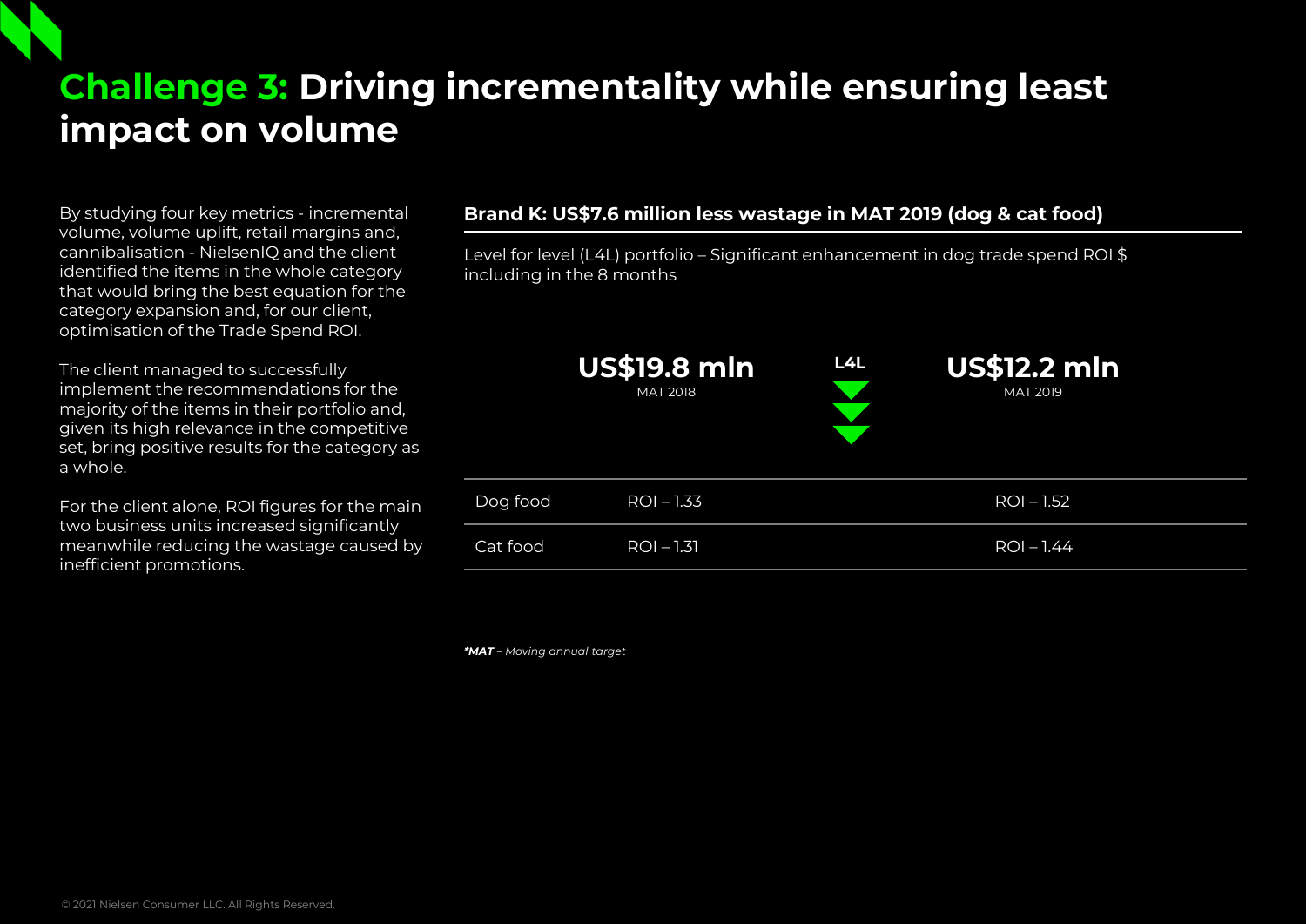# Challenge 3: Driving incrementality while ensuring least impact on volume

By studying four key metrics - incremental volume, volume uplift, retail margins and, cannibalisation - NielsenIQ and the client identified the items in the whole category that would bring the best equation for the category expansion and, for our client, optimisation of the Trade Spend ROI.

The client managed to successfully implement the recommendations for the majority of the items in their portfolio and, given its high relevance in the competitive set, bring positive results for the category as a whole.

For the client alone, ROI figures for the main two business units increased significantly meanwhile reducing the wastage caused by inefficient promotions.

**Brand K: US$7.6 million less wastage in MAT 2019 (dog & cat food)**

Level for level (L4L) portfolio – Significant enhancement in dog trade spend ROI $ including in the 8 months

| | US$19.8 mln MAT 2018 | L4L | US$12.2 mln MAT 2019 |
|---|---|---|---|
| Dog food | ROI – 1.33 | | ROI – 1.52 |
| Cat food | ROI – 1.31 | | ROI – 1.44 |

***MAT** – Moving annual target*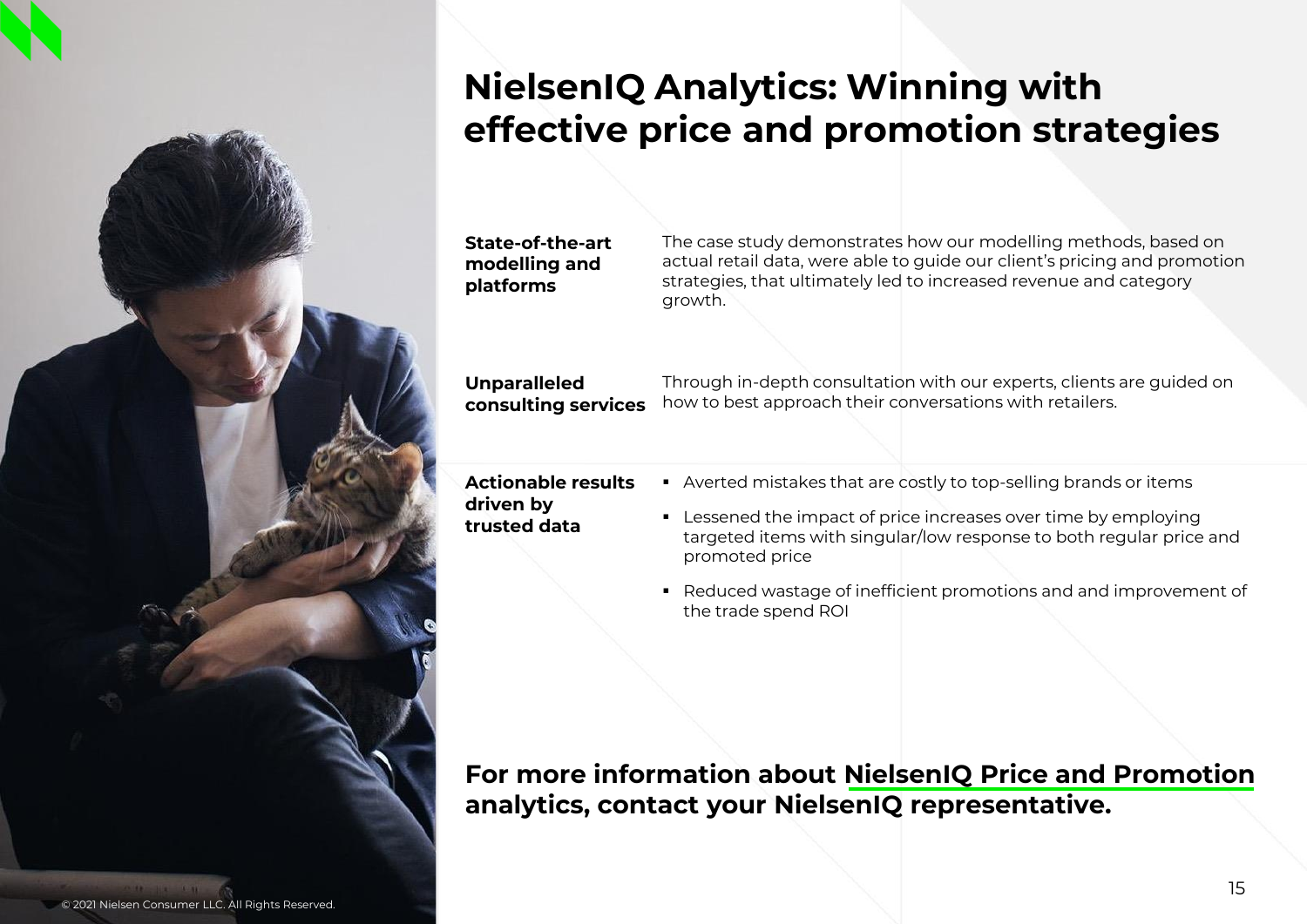# NielsenIQ Analytics: Winning with effective price and promotion strategies

**State-of-the-art modelling and platforms**

The case study demonstrates how our modelling methods, based on actual retail data, were able to guide our client's pricing and promotion strategies, that ultimately led to increased revenue and category growth.

**Unparalleled consulting services**

Through in-depth consultation with our experts, clients are guided on how to best approach their conversations with retailers.

**Actionable results driven by trusted data**

- Averted mistakes that are costly to top-selling brands or items
- Lessened the impact of price increases over time by employing targeted items with singular/low response to both regular price and promoted price
- Reduced wastage of inefficient promotions and and improvement of the trade spend ROI

**For more information about NielsenIQ Price and Promotion analytics, contact your NielsenIQ representative.**

© 2021 Nielsen Consumer LLC. All Rights Reserved.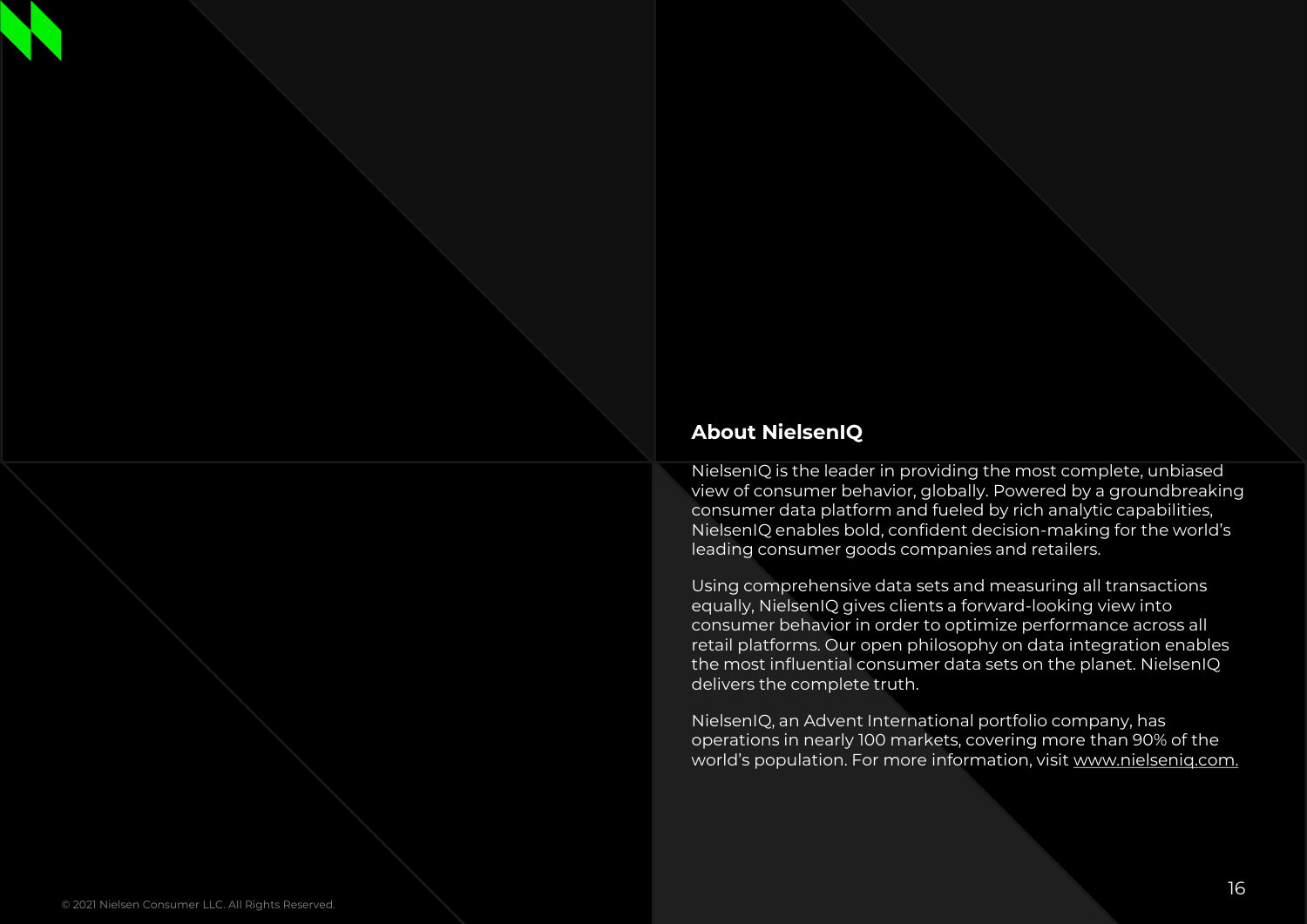## About NielsenIQ

NielsenIQ is the leader in providing the most complete, unbiased view of consumer behavior, globally. Powered by a groundbreaking consumer data platform and fueled by rich analytic capabilities, NielsenIQ enables bold, confident decision-making for the world's leading consumer goods companies and retailers.

Using comprehensive data sets and measuring all transactions equally, NielsenIQ gives clients a forward-looking view into consumer behavior in order to optimize performance across all retail platforms. Our open philosophy on data integration enables the most influential consumer data sets on the planet. NielsenIQ delivers the complete truth.

NielsenIQ, an Advent International portfolio company, has operations in nearly 100 markets, covering more than 90% of the world's population. For more information, visit www.nielseniq.com.

© 2021 Nielsen Consumer LLC. All Rights Reserved.